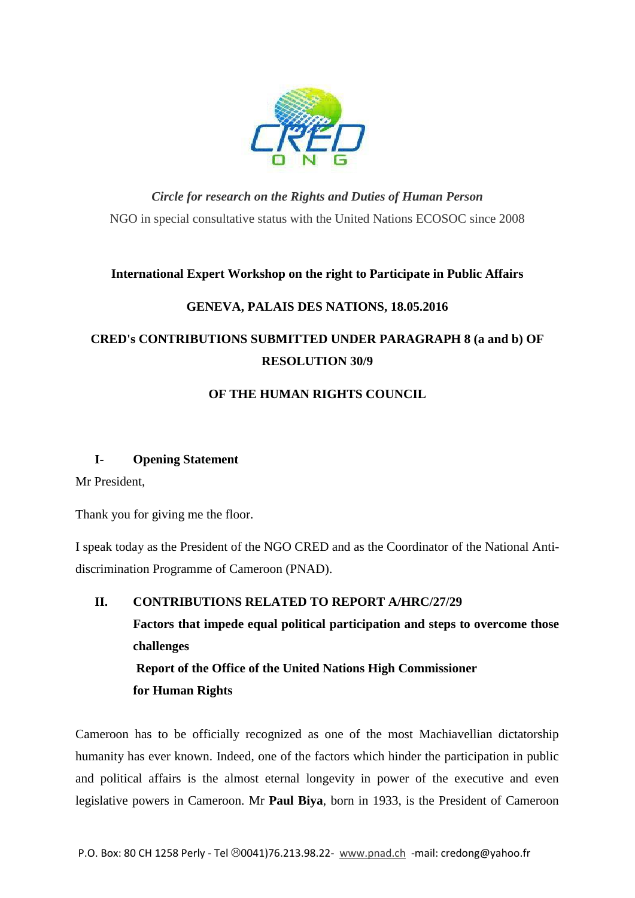*Circle for research on the Rights and Duties of Human Person*

NGO in special consultative status with the United Nations ECOSOC since 2008

**International Expert Workshop on the right to Participate in Public Affairs**

**GENEVA, PALAIS DES NATIONS, 18.05.2016**

**CRED's CONTRIBUTIONS SUBMITTED UNDER PARAGRAPH 8 (a and b) OF RESOLUTION 30/9**

**OF THE HUMAN RIGHTS COUNCIL**

## I- Opening Statement

Mr President,

Thank you for giving me the floor.

I speak today as the President of the NGO CRED and as the Coordinator of the National Anti-discrimination Programme of Cameroon (PNAD).

## II. CONTRIBUTIONS RELATED TO REPORT A/HRC/27/29

**Factors that impede equal political participation and steps to overcome those challenges**

**Report of the Office of the United Nations High Commissioner for Human Rights**

Cameroon has to be officially recognized as one of the most Machiavellian dictatorship humanity has ever known. Indeed, one of the factors which hinder the participation in public and political affairs is the almost eternal longevity in power of the executive and even legislative powers in Cameroon. Mr **Paul Biya**, born in 1933, is the President of Cameroon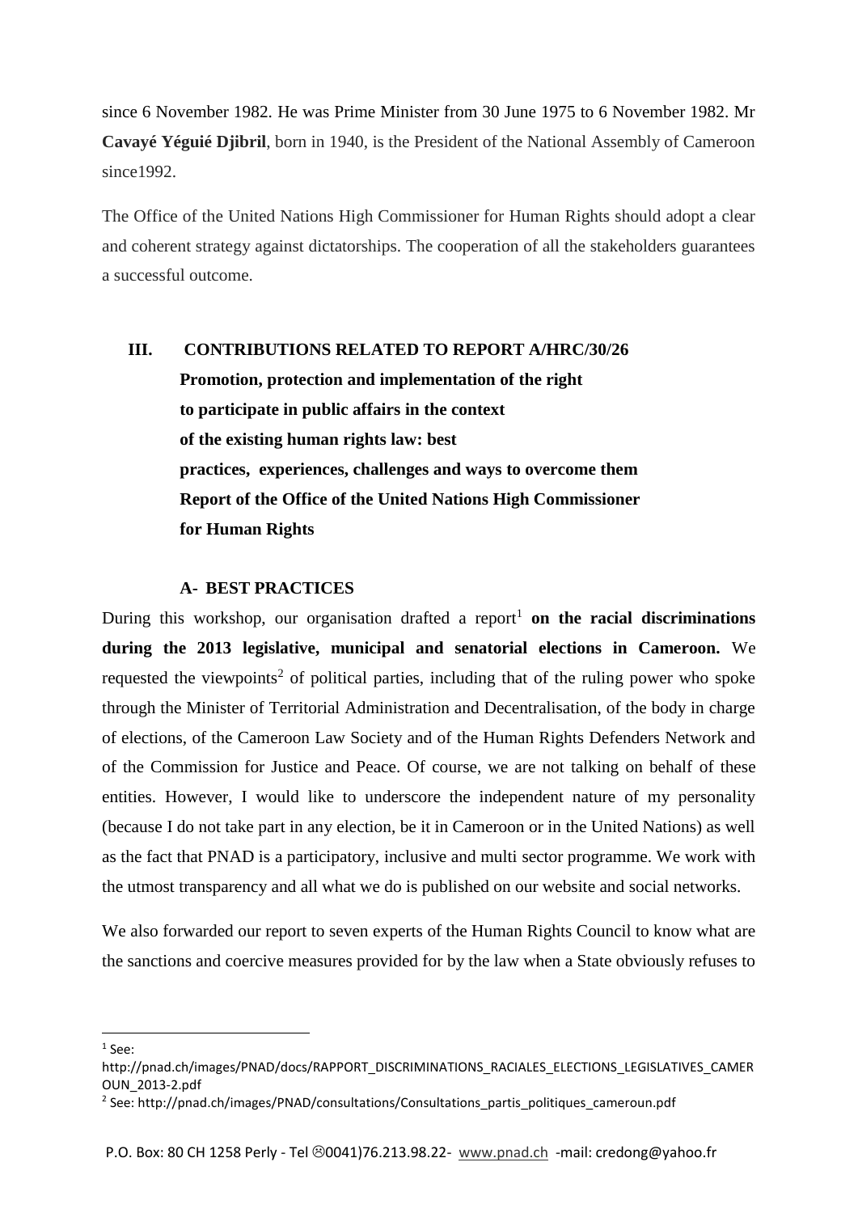since 6 November 1982. He was Prime Minister from 30 June 1975 to 6 November 1982. Mr **Cavayé Yéguié Djibril**, born in 1940, is the President of the National Assembly of Cameroon since1992.

The Office of the United Nations High Commissioner for Human Rights should adopt a clear and coherent strategy against dictatorships. The cooperation of all the stakeholders guarantees a successful outcome.

## III. CONTRIBUTIONS RELATED TO REPORT A/HRC/30/26

**Promotion, protection and implementation of the right to participate in public affairs in the context of the existing human rights law: best practices, experiences, challenges and ways to overcome them Report of the Office of the United Nations High Commissioner for Human Rights**

### A- BEST PRACTICES

During this workshop, our organisation drafted a report[1] **on the racial discriminations during the 2013 legislative, municipal and senatorial elections in Cameroon.** We requested the viewpoints[2] of political parties, including that of the ruling power who spoke through the Minister of Territorial Administration and Decentralisation, of the body in charge of elections, of the Cameroon Law Society and of the Human Rights Defenders Network and of the Commission for Justice and Peace. Of course, we are not talking on behalf of these entities. However, I would like to underscore the independent nature of my personality (because I do not take part in any election, be it in Cameroon or in the United Nations) as well as the fact that PNAD is a participatory, inclusive and multi sector programme. We work with the utmost transparency and all what we do is published on our website and social networks.

We also forwarded our report to seven experts of the Human Rights Council to know what are the sanctions and coercive measures provided for by the law when a State obviously refuses to

---

[1] See: http://pnad.ch/images/PNAD/docs/RAPPORT_DISCRIMINATIONS_RACIALES_ELECTIONS_LEGISLATIVES_CAMEROUN_2013-2.pdf

[2] See: http://pnad.ch/images/PNAD/consultations/Consultations_partis_politiques_cameroun.pdf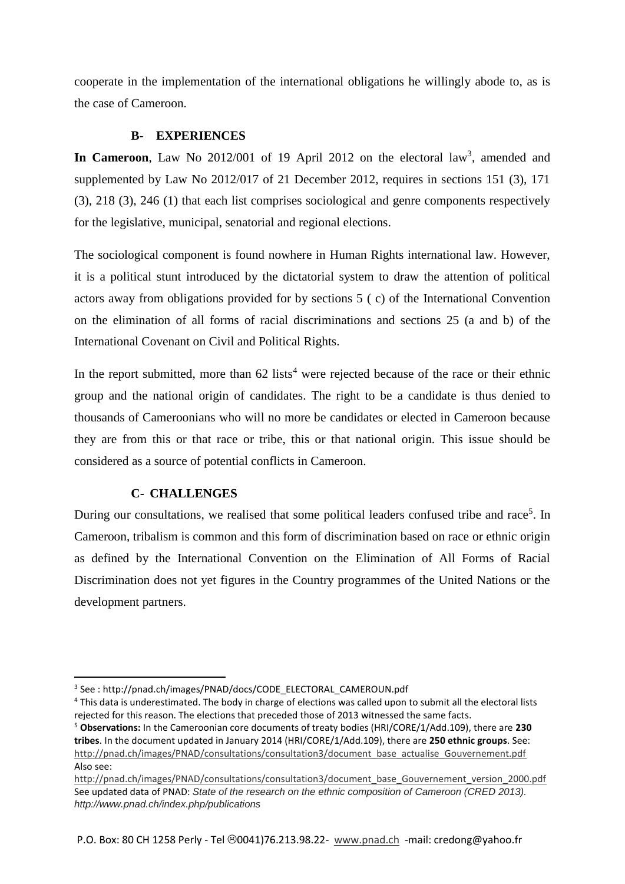cooperate in the implementation of the international obligations he willingly abode to, as is the case of Cameroon.

### B- EXPERIENCES

**In Cameroon**, Law No 2012/001 of 19 April 2012 on the electoral law[3], amended and supplemented by Law No 2012/017 of 21 December 2012, requires in sections 151 (3), 171 (3), 218 (3), 246 (1) that each list comprises sociological and genre components respectively for the legislative, municipal, senatorial and regional elections.

The sociological component is found nowhere in Human Rights international law. However, it is a political stunt introduced by the dictatorial system to draw the attention of political actors away from obligations provided for by sections 5 ( c) of the International Convention on the elimination of all forms of racial discriminations and sections 25 (a and b) of the International Covenant on Civil and Political Rights.

In the report submitted, more than 62 lists[4] were rejected because of the race or their ethnic group and the national origin of candidates. The right to be a candidate is thus denied to thousands of Cameroonians who will no more be candidates or elected in Cameroon because they are from this or that race or tribe, this or that national origin. This issue should be considered as a source of potential conflicts in Cameroon.

### C- CHALLENGES

During our consultations, we realised that some political leaders confused tribe and race[5]. In Cameroon, tribalism is common and this form of discrimination based on race or ethnic origin as defined by the International Convention on the Elimination of All Forms of Racial Discrimination does not yet figures in the Country programmes of the United Nations or the development partners.

---

[3] See : http://pnad.ch/images/PNAD/docs/CODE_ELECTORAL_CAMEROUN.pdf

[4] This data is underestimated. The body in charge of elections was called upon to submit all the electoral lists rejected for this reason. The elections that preceded those of 2013 witnessed the same facts.

[5] **Observations:** In the Cameroonian core documents of treaty bodies (HRI/CORE/1/Add.109), there are **230 tribes**. In the document updated in January 2014 (HRI/CORE/1/Add.109), there are **250 ethnic groups**. See: http://pnad.ch/images/PNAD/consultations/consultation3/document_base_actualise_Gouvernement.pdf
Also see:
http://pnad.ch/images/PNAD/consultations/consultation3/document_base_Gouvernement_version_2000.pdf
See updated data of PNAD: *State of the research on the ethnic composition of Cameroon (CRED 2013). http://www.pnad.ch/index.php/publications*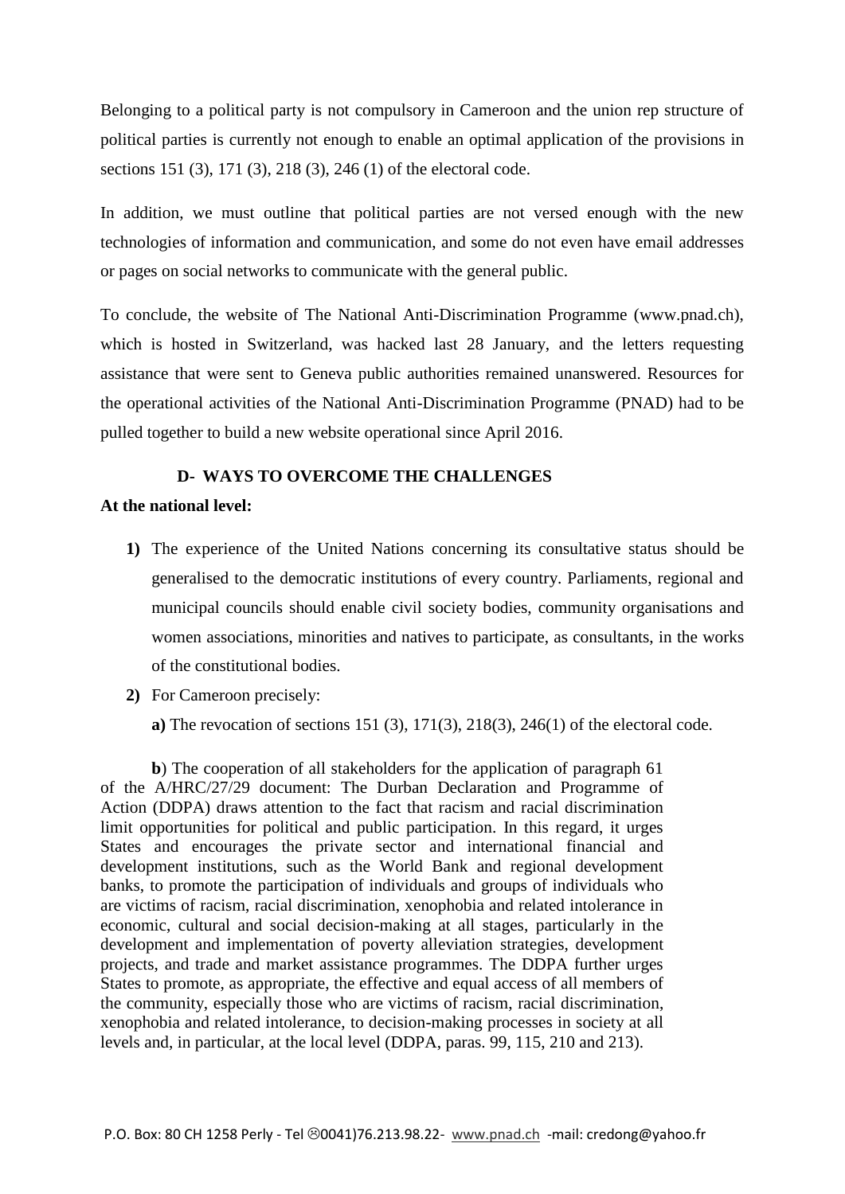Belonging to a political party is not compulsory in Cameroon and the union rep structure of political parties is currently not enough to enable an optimal application of the provisions in sections 151 (3), 171 (3), 218 (3), 246 (1) of the electoral code.

In addition, we must outline that political parties are not versed enough with the new technologies of information and communication, and some do not even have email addresses or pages on social networks to communicate with the general public.

To conclude, the website of The National Anti-Discrimination Programme (www.pnad.ch), which is hosted in Switzerland, was hacked last 28 January, and the letters requesting assistance that were sent to Geneva public authorities remained unanswered. Resources for the operational activities of the National Anti-Discrimination Programme (PNAD) had to be pulled together to build a new website operational since April 2016.

## D- WAYS TO OVERCOME THE CHALLENGES

**At the national level:**

1) The experience of the United Nations concerning its consultative status should be generalised to the democratic institutions of every country. Parliaments, regional and municipal councils should enable civil society bodies, community organisations and women associations, minorities and natives to participate, as consultants, in the works of the constitutional bodies.

2) For Cameroon precisely:

   **a)** The revocation of sections 151 (3), 171(3), 218(3), 246(1) of the electoral code.

   **b**) The cooperation of all stakeholders for the application of paragraph 61 of the A/HRC/27/29 document: The Durban Declaration and Programme of Action (DDPA) draws attention to the fact that racism and racial discrimination limit opportunities for political and public participation. In this regard, it urges States and encourages the private sector and international financial and development institutions, such as the World Bank and regional development banks, to promote the participation of individuals and groups of individuals who are victims of racism, racial discrimination, xenophobia and related intolerance in economic, cultural and social decision-making at all stages, particularly in the development and implementation of poverty alleviation strategies, development projects, and trade and market assistance programmes. The DDPA further urges States to promote, as appropriate, the effective and equal access of all members of the community, especially those who are victims of racism, racial discrimination, xenophobia and related intolerance, to decision-making processes in society at all levels and, in particular, at the local level (DDPA, paras. 99, 115, 210 and 213).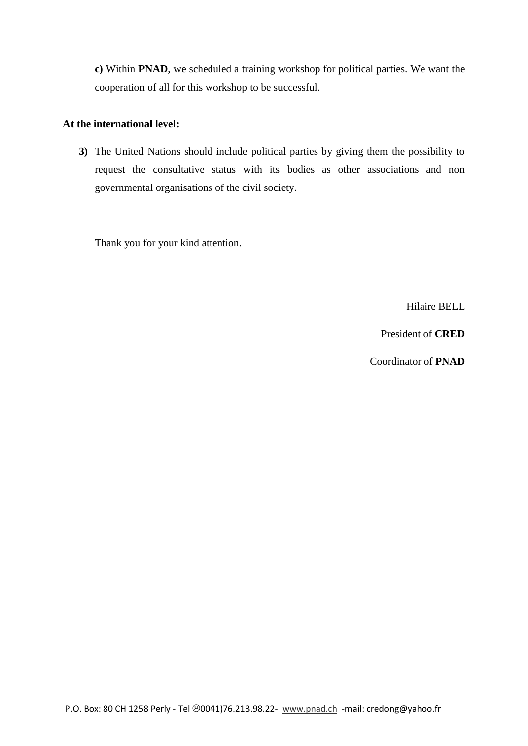**c)** Within **PNAD**, we scheduled a training workshop for political parties. We want the cooperation of all for this workshop to be successful.

**At the international level:**

**3)** The United Nations should include political parties by giving them the possibility to request the consultative status with its bodies as other associations and non governmental organisations of the civil society.

Thank you for your kind attention.

Hilaire BELL

President of **CRED**

Coordinator of **PNAD**

P.O. Box: 80 CH 1258 Perly - Tel ☹0041)76.213.98.22- www.pnad.ch -mail: credong@yahoo.fr